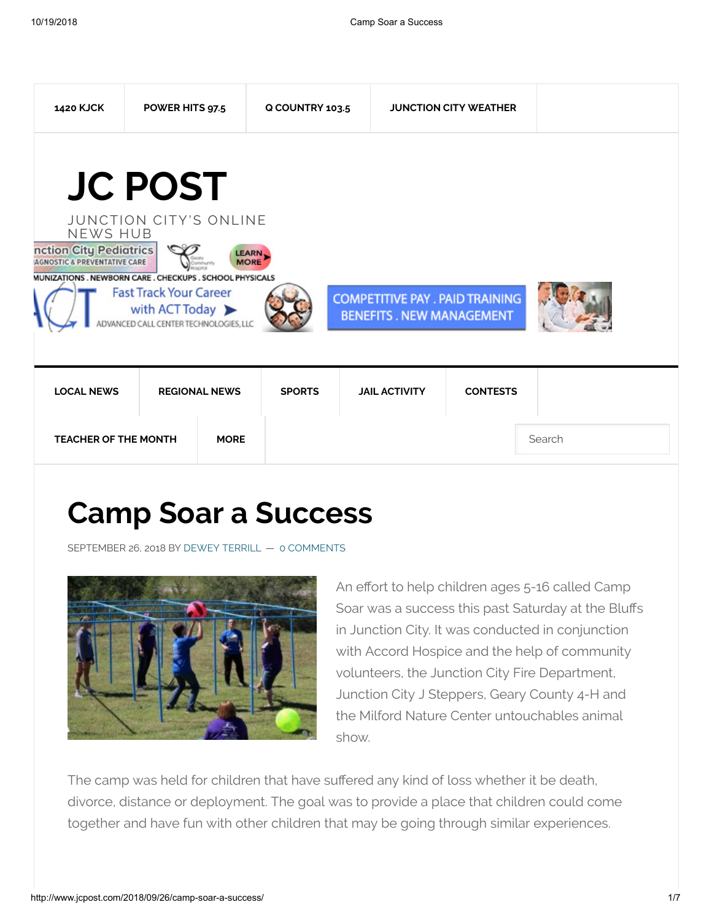1420 KJCK | POWER HITS 97.5 | Q COUNTRY 103.5 | JUNCTION CITY WEATHER

# JC POST

JUNCTION CITY'S ONLINE NEWS HUB

LOCAL NEWS | REGIONAL NEWS | SPORTS | JAIL ACTIVITY | CONTESTS | TEACHER OF THE MONTH | MORE

# Camp Soar a Success

SEPTEMBER 26, 2018 BY DEWEY TERRILL — 0 COMMENTS

An effort to help children ages 5-16 called Camp Soar was a success this past Saturday at the Bluffs in Junction City. It was conducted in conjunction with Accord Hospice and the help of community volunteers, the Junction City Fire Department, Junction City J Steppers, Geary County 4-H and the Milford Nature Center untouchables animal show.

The camp was held for children that have suffered any kind of loss whether it be death, divorce, distance or deployment. The goal was to provide a place that children could come together and have fun with other children that may be going through similar experiences.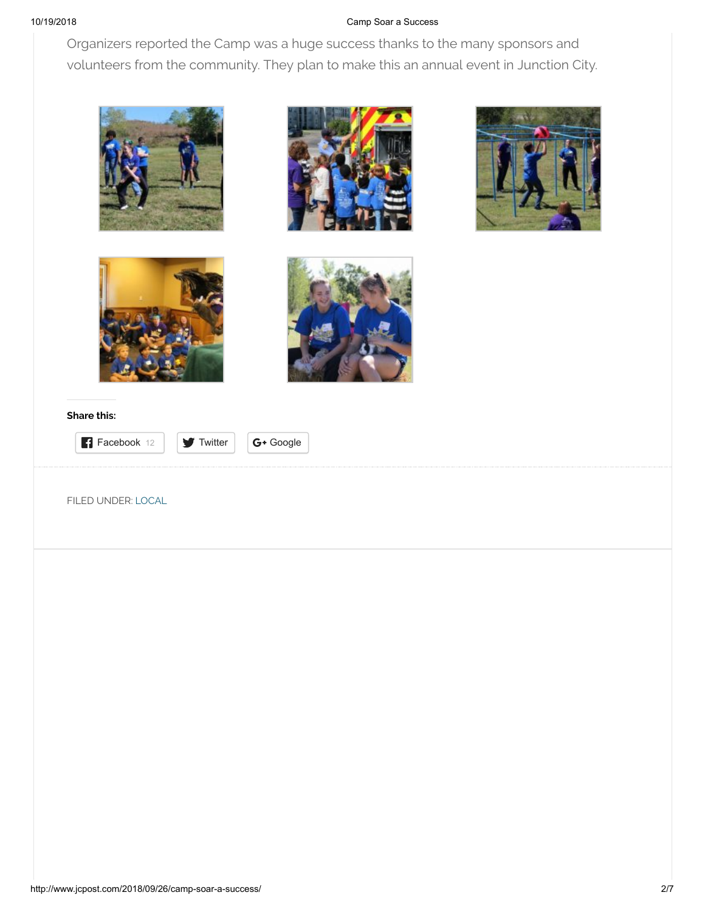Organizers reported the Camp was a huge success thanks to the many sponsors and volunteers from the community. They plan to make this an annual event in Junction City.

**Share this:**

Facebook 12 | Twitter | Google

FILED UNDER: LOCAL